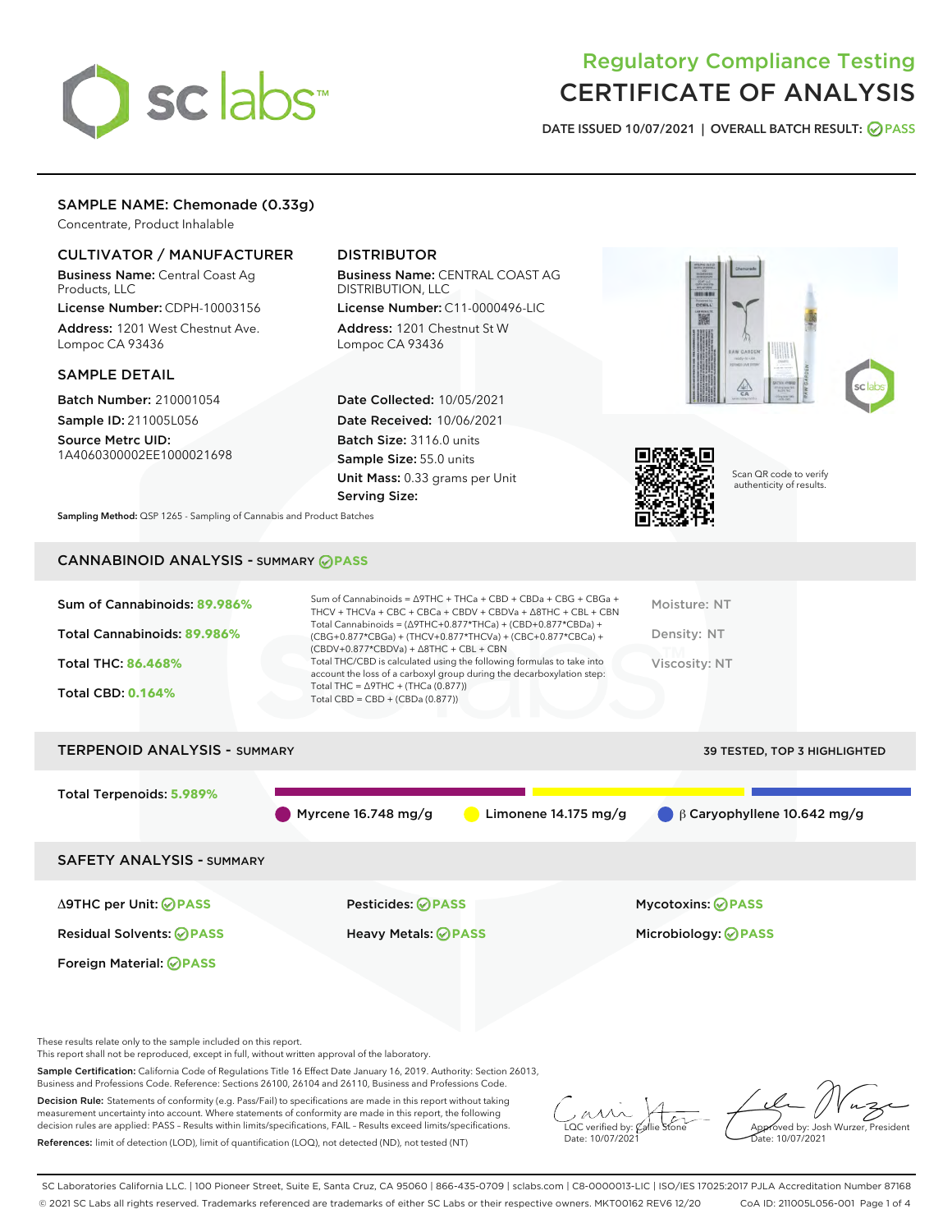# Regulatory Compliance Testing
# CERTIFICATE OF ANALYSIS

DATE ISSUED 10/07/2021 | OVERALL BATCH RESULT: PASS

## SAMPLE NAME: Chemonade (0.33g)

Concentrate, Product Inhalable

### CULTIVATOR / MANUFACTURER

Business Name: Central Coast Ag Products, LLC

License Number: CDPH-10003156

Address: 1201 West Chestnut Ave. Lompoc CA 93436

### DISTRIBUTOR

Business Name: CENTRAL COAST AG DISTRIBUTION, LLC

License Number: C11-0000496-LIC

Address: 1201 Chestnut St W Lompoc CA 93436

### SAMPLE DETAIL

Batch Number: 210001054

Sample ID: 211005L056

Source Metrc UID: 1A4060300002EE1000021698

Date Collected: 10/05/2021

Date Received: 10/06/2021

Batch Size: 3116.0 units

Sample Size: 55.0 units

Unit Mass: 0.33 grams per Unit

Serving Size:

Scan QR code to verify authenticity of results.

Sampling Method: QSP 1265 - Sampling of Cannabis and Product Batches

## CANNABINOID ANALYSIS - SUMMARY PASS

Sum of Cannabinoids: **89.986%**

Total Cannabinoids: **89.986%**

Total THC: **86.468%**

Total CBD: **0.164%**

Sum of Cannabinoids = Δ9THC + THCa + CBD + CBDa + CBG + CBGa + THCV + THCVa + CBC + CBCa + CBDV + CBDVa + Δ8THC + CBL + CBN

Total Cannabinoids = (Δ9THC+0.877*THCa) + (CBD+0.877*CBDa) + (CBG+0.877*CBGa) + (THCV+0.877*THCVa) + (CBC+0.877*CBCa) + (CBDV+0.877*CBDVa) + Δ8THC + CBL + CBN

Total THC/CBD is calculated using the following formulas to take into account the loss of a carboxyl group during the decarboxylation step:

Total THC = Δ9THC + (THCa (0.877))

Total CBD = CBD + (CBDa (0.877))

Moisture: NT

Density: NT

Viscosity: NT

## TERPENOID ANALYSIS - SUMMARY

39 TESTED, TOP 3 HIGHLIGHTED

Total Terpenoids: **5.989%**

Myrcene 16.748 mg/g | Limonene 14.175 mg/g | β Caryophyllene 10.642 mg/g

## SAFETY ANALYSIS - SUMMARY

| | | |
|---|---|---|
| Δ9THC per Unit: PASS | Pesticides: PASS | Mycotoxins: PASS |
| Residual Solvents: PASS | Heavy Metals: PASS | Microbiology: PASS |
| Foreign Material: PASS | | |

These results relate only to the sample included on this report.
This report shall not be reproduced, except in full, without written approval of the laboratory.

Sample Certification: California Code of Regulations Title 16 Effect Date January 16, 2019. Authority: Section 26013, Business and Professions Code. Reference: Sections 26100, 26104 and 26110, Business and Professions Code.

Decision Rule: Statements of conformity (e.g. Pass/Fail) to specifications are made in this report without taking measurement uncertainty into account. Where statements of conformity are made in this report, the following decision rules are applied: PASS – Results within limits/specifications, FAIL – Results exceed limits/specifications.

References: limit of detection (LOD), limit of quantification (LOQ), not detected (ND), not tested (NT)

LQC verified by: Callie Stone
Date: 10/07/2021

Approved by: Josh Wurzer, President
Date: 10/07/2021

SC Laboratories California LLC. | 100 Pioneer Street, Suite E, Santa Cruz, CA 95060 | 866-435-0709 | sclabs.com | C8-0000013-LIC | ISO/IES 17025:2017 PJLA Accreditation Number 87168
© 2021 SC Labs all rights reserved. Trademarks referenced are trademarks of either SC Labs or their respective owners. MKT00162 REV6 12/20 CoA ID: 211005L056-001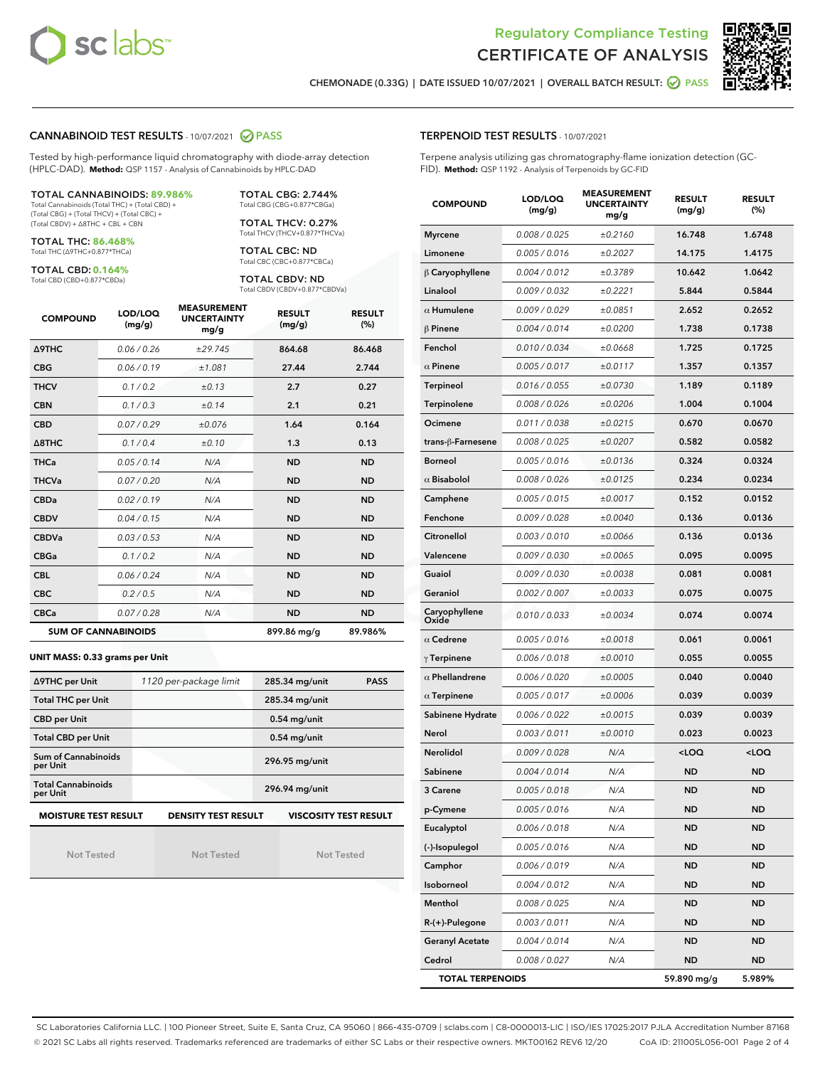# Regulatory Compliance Testing CERTIFICATE OF ANALYSIS

CHEMONADE (0.33G) | DATE ISSUED 10/07/2021 | OVERALL BATCH RESULT: PASS

## CANNABINOID TEST RESULTS - 10/07/2021 PASS

Tested by high-performance liquid chromatography with diode-array detection (HPLC-DAD). **Method:** QSP 1157 - Analysis of Cannabinoids by HPLC-DAD

**TOTAL CANNABINOIDS: 89.986%**
Total Cannabinoids (Total THC) + (Total CBD) + (Total CBG) + (Total THCV) + (Total CBC) + (Total CBDV) + Δ8THC + CBL + CBN

**TOTAL THC: 86.468%**
Total THC (Δ9THC+0.877*THCa)

**TOTAL CBD: 0.164%**
Total CBD (CBD+0.877*CBDa)

**TOTAL CBG: 2.744%**
Total CBG (CBG+0.877*CBGa)

**TOTAL THCV: 0.27%**
Total THCV (THCV+0.877*THCVa)

**TOTAL CBC: ND**
Total CBC (CBC+0.877*CBCa)

**TOTAL CBDV: ND**
Total CBDV (CBDV+0.877*CBDVa)

| COMPOUND | LOD/LOQ (mg/g) | MEASUREMENT UNCERTAINTY mg/g | RESULT (mg/g) | RESULT (%) |
|---|---|---|---|---|
| Δ9THC | 0.06 / 0.26 | ±29.745 | 864.68 | 86.468 |
| CBG | 0.06 / 0.19 | ±1.081 | 27.44 | 2.744 |
| THCV | 0.1 / 0.2 | ±0.13 | 2.7 | 0.27 |
| CBN | 0.1 / 0.3 | ±0.14 | 2.1 | 0.21 |
| CBD | 0.07 / 0.29 | ±0.076 | 1.64 | 0.164 |
| Δ8THC | 0.1 / 0.4 | ±0.10 | 1.3 | 0.13 |
| THCa | 0.05 / 0.14 | N/A | ND | ND |
| THCVa | 0.07 / 0.20 | N/A | ND | ND |
| CBDa | 0.02 / 0.19 | N/A | ND | ND |
| CBDV | 0.04 / 0.15 | N/A | ND | ND |
| CBDVa | 0.03 / 0.53 | N/A | ND | ND |
| CBGa | 0.1 / 0.2 | N/A | ND | ND |
| CBL | 0.06 / 0.24 | N/A | ND | ND |
| CBC | 0.2 / 0.5 | N/A | ND | ND |
| CBCa | 0.07 / 0.28 | N/A | ND | ND |
| **SUM OF CANNABINOIDS** | | | 899.86 mg/g | 89.986% |

### UNIT MASS: 0.33 grams per Unit

| | | | |
|---|---|---|---|
| Δ9THC per Unit | 1120 per-package limit | 285.34 mg/unit | PASS |
| Total THC per Unit | | 285.34 mg/unit | |
| CBD per Unit | | 0.54 mg/unit | |
| Total CBD per Unit | | 0.54 mg/unit | |
| Sum of Cannabinoids per Unit | | 296.95 mg/unit | |
| Total Cannabinoids per Unit | | 296.94 mg/unit | |

| MOISTURE TEST RESULT | DENSITY TEST RESULT | VISCOSITY TEST RESULT |
|---|---|---|
| Not Tested | Not Tested | Not Tested |

## TERPENOID TEST RESULTS - 10/07/2021

Terpene analysis utilizing gas chromatography-flame ionization detection (GC-FID). **Method:** QSP 1192 - Analysis of Terpenoids by GC-FID

| COMPOUND | LOD/LOQ (mg/g) | MEASUREMENT UNCERTAINTY mg/g | RESULT (mg/g) | RESULT (%) |
|---|---|---|---|---|
| Myrcene | 0.008 / 0.025 | ±0.2160 | 16.748 | 1.6748 |
| Limonene | 0.005 / 0.016 | ±0.2027 | 14.175 | 1.4175 |
| β Caryophyllene | 0.004 / 0.012 | ±0.3789 | 10.642 | 1.0642 |
| Linalool | 0.009 / 0.032 | ±0.2221 | 5.844 | 0.5844 |
| α Humulene | 0.009 / 0.029 | ±0.0851 | 2.652 | 0.2652 |
| β Pinene | 0.004 / 0.014 | ±0.0200 | 1.738 | 0.1738 |
| Fenchol | 0.010 / 0.034 | ±0.0668 | 1.725 | 0.1725 |
| α Pinene | 0.005 / 0.017 | ±0.0117 | 1.357 | 0.1357 |
| Terpineol | 0.016 / 0.055 | ±0.0730 | 1.189 | 0.1189 |
| Terpinolene | 0.008 / 0.026 | ±0.0206 | 1.004 | 0.1004 |
| Ocimene | 0.011 / 0.038 | ±0.0215 | 0.670 | 0.0670 |
| trans-β-Farnesene | 0.008 / 0.025 | ±0.0207 | 0.582 | 0.0582 |
| Borneol | 0.005 / 0.016 | ±0.0136 | 0.324 | 0.0324 |
| α Bisabolol | 0.008 / 0.026 | ±0.0125 | 0.234 | 0.0234 |
| Camphene | 0.005 / 0.015 | ±0.0017 | 0.152 | 0.0152 |
| Fenchone | 0.009 / 0.028 | ±0.0040 | 0.136 | 0.0136 |
| Citronellol | 0.003 / 0.010 | ±0.0066 | 0.136 | 0.0136 |
| Valencene | 0.009 / 0.030 | ±0.0065 | 0.095 | 0.0095 |
| Guaiol | 0.009 / 0.030 | ±0.0038 | 0.081 | 0.0081 |
| Geraniol | 0.002 / 0.007 | ±0.0033 | 0.075 | 0.0075 |
| Caryophyllene Oxide | 0.010 / 0.033 | ±0.0034 | 0.074 | 0.0074 |
| α Cedrene | 0.005 / 0.016 | ±0.0018 | 0.061 | 0.0061 |
| γ Terpinene | 0.006 / 0.018 | ±0.0010 | 0.055 | 0.0055 |
| α Phellandrene | 0.006 / 0.020 | ±0.0005 | 0.040 | 0.0040 |
| α Terpinene | 0.005 / 0.017 | ±0.0006 | 0.039 | 0.0039 |
| Sabinene Hydrate | 0.006 / 0.022 | ±0.0015 | 0.039 | 0.0039 |
| Nerol | 0.003 / 0.011 | ±0.0010 | 0.023 | 0.0023 |
| Nerolidol | 0.009 / 0.028 | N/A | <LOQ | <LOQ |
| Sabinene | 0.004 / 0.014 | N/A | ND | ND |
| 3 Carene | 0.005 / 0.018 | N/A | ND | ND |
| p-Cymene | 0.005 / 0.016 | N/A | ND | ND |
| Eucalyptol | 0.006 / 0.018 | N/A | ND | ND |
| (-)-Isopulegol | 0.005 / 0.016 | N/A | ND | ND |
| Camphor | 0.006 / 0.019 | N/A | ND | ND |
| Isoborneol | 0.004 / 0.012 | N/A | ND | ND |
| Menthol | 0.008 / 0.025 | N/A | ND | ND |
| R-(+)-Pulegone | 0.003 / 0.011 | N/A | ND | ND |
| Geranyl Acetate | 0.004 / 0.014 | N/A | ND | ND |
| Cedrol | 0.008 / 0.027 | N/A | ND | ND |
| **TOTAL TERPENOIDS** | | | 59.890 mg/g | 5.989% |

SC Laboratories California LLC. | 100 Pioneer Street, Suite E, Santa Cruz, CA 95060 | 866-435-0709 | sclabs.com | C8-0000013-LIC | ISO/IES 17025:2017 PJLA Accreditation Number 87168
© 2021 SC Labs all rights reserved. Trademarks referenced are trademarks of either SC Labs or their respective owners. MKT00162 REV6 12/20 CoA ID: 211005L056-001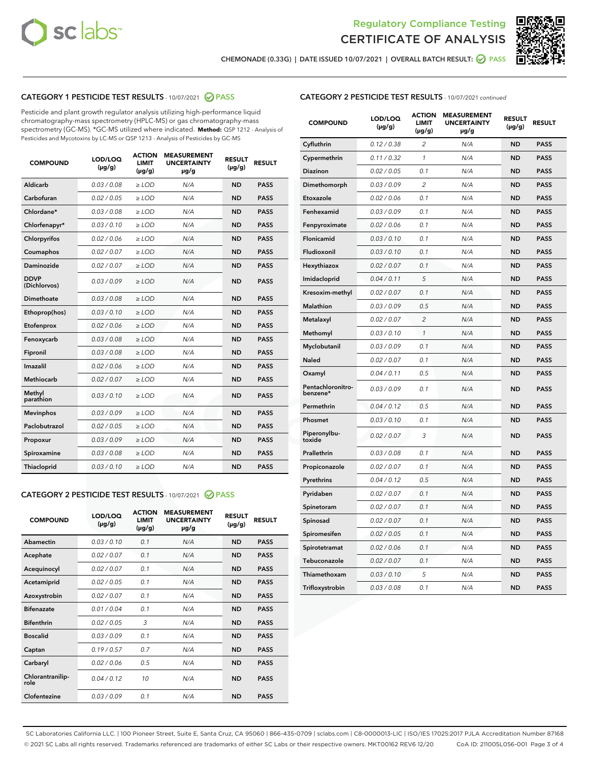Regulatory Compliance Testing

# CERTIFICATE OF ANALYSIS

CHEMONADE (0.33G) | DATE ISSUED 10/07/2021 | OVERALL BATCH RESULT: PASS

## CATEGORY 1 PESTICIDE TEST RESULTS - 10/07/2021 PASS

Pesticide and plant growth regulator analysis utilizing high-performance liquid chromatography-mass spectrometry (HPLC-MS) or gas chromatography-mass spectrometry (GC-MS). *GC-MS utilized where indicated. **Method:** QSP 1212 - Analysis of Pesticides and Mycotoxins by LC-MS or QSP 1213 - Analysis of Pesticides by GC-MS

| COMPOUND | LOD/LOQ (µg/g) | ACTION LIMIT (µg/g) | MEASUREMENT UNCERTAINTY µg/g | RESULT (µg/g) | RESULT |
|---|---|---|---|---|---|
| Aldicarb | 0.03 / 0.08 | ≥ LOD | N/A | ND | PASS |
| Carbofuran | 0.02 / 0.05 | ≥ LOD | N/A | ND | PASS |
| Chlordane* | 0.03 / 0.08 | ≥ LOD | N/A | ND | PASS |
| Chlorfenapyr* | 0.03 / 0.10 | ≥ LOD | N/A | ND | PASS |
| Chlorpyrifos | 0.02 / 0.06 | ≥ LOD | N/A | ND | PASS |
| Coumaphos | 0.02 / 0.07 | ≥ LOD | N/A | ND | PASS |
| Daminozide | 0.02 / 0.07 | ≥ LOD | N/A | ND | PASS |
| DDVP (Dichlorvos) | 0.03 / 0.09 | ≥ LOD | N/A | ND | PASS |
| Dimethoate | 0.03 / 0.08 | ≥ LOD | N/A | ND | PASS |
| Ethoprop(hos) | 0.03 / 0.10 | ≥ LOD | N/A | ND | PASS |
| Etofenprox | 0.02 / 0.06 | ≥ LOD | N/A | ND | PASS |
| Fenoxycarb | 0.03 / 0.08 | ≥ LOD | N/A | ND | PASS |
| Fipronil | 0.03 / 0.08 | ≥ LOD | N/A | ND | PASS |
| Imazalil | 0.02 / 0.06 | ≥ LOD | N/A | ND | PASS |
| Methiocarb | 0.02 / 0.07 | ≥ LOD | N/A | ND | PASS |
| Methyl parathion | 0.03 / 0.10 | ≥ LOD | N/A | ND | PASS |
| Mevinphos | 0.03 / 0.09 | ≥ LOD | N/A | ND | PASS |
| Paclobutrazol | 0.02 / 0.05 | ≥ LOD | N/A | ND | PASS |
| Propoxur | 0.03 / 0.09 | ≥ LOD | N/A | ND | PASS |
| Spiroxamine | 0.03 / 0.08 | ≥ LOD | N/A | ND | PASS |
| Thiacloprid | 0.03 / 0.10 | ≥ LOD | N/A | ND | PASS |

## CATEGORY 2 PESTICIDE TEST RESULTS - 10/07/2021 PASS

| COMPOUND | LOD/LOQ (µg/g) | ACTION LIMIT (µg/g) | MEASUREMENT UNCERTAINTY µg/g | RESULT (µg/g) | RESULT |
|---|---|---|---|---|---|
| Abamectin | 0.03 / 0.10 | 0.1 | N/A | ND | PASS |
| Acephate | 0.02 / 0.07 | 0.1 | N/A | ND | PASS |
| Acequinocyl | 0.02 / 0.07 | 0.1 | N/A | ND | PASS |
| Acetamiprid | 0.02 / 0.05 | 0.1 | N/A | ND | PASS |
| Azoxystrobin | 0.02 / 0.07 | 0.1 | N/A | ND | PASS |
| Bifenazate | 0.01 / 0.04 | 0.1 | N/A | ND | PASS |
| Bifenthrin | 0.02 / 0.05 | 3 | N/A | ND | PASS |
| Boscalid | 0.03 / 0.09 | 0.1 | N/A | ND | PASS |
| Captan | 0.19 / 0.57 | 0.7 | N/A | ND | PASS |
| Carbaryl | 0.02 / 0.06 | 0.5 | N/A | ND | PASS |
| Chlorantraniliprole | 0.04 / 0.12 | 10 | N/A | ND | PASS |
| Clofentezine | 0.03 / 0.09 | 0.1 | N/A | ND | PASS |
| Cyfluthrin | 0.12 / 0.38 | 2 | N/A | ND | PASS |
| Cypermethrin | 0.11 / 0.32 | 1 | N/A | ND | PASS |
| Diazinon | 0.02 / 0.05 | 0.1 | N/A | ND | PASS |
| Dimethomorph | 0.03 / 0.09 | 2 | N/A | ND | PASS |
| Etoxazole | 0.02 / 0.06 | 0.1 | N/A | ND | PASS |
| Fenhexamid | 0.03 / 0.09 | 0.1 | N/A | ND | PASS |
| Fenpyroximate | 0.02 / 0.06 | 0.1 | N/A | ND | PASS |
| Flonicamid | 0.03 / 0.10 | 0.1 | N/A | ND | PASS |
| Fludioxonil | 0.03 / 0.10 | 0.1 | N/A | ND | PASS |
| Hexythiazox | 0.02 / 0.07 | 0.1 | N/A | ND | PASS |
| Imidacloprid | 0.04 / 0.11 | 5 | N/A | ND | PASS |
| Kresoxim-methyl | 0.02 / 0.07 | 0.1 | N/A | ND | PASS |
| Malathion | 0.03 / 0.09 | 0.5 | N/A | ND | PASS |
| Metalaxyl | 0.02 / 0.07 | 2 | N/A | ND | PASS |
| Methomyl | 0.03 / 0.10 | 1 | N/A | ND | PASS |
| Myclobutanil | 0.03 / 0.09 | 0.1 | N/A | ND | PASS |
| Naled | 0.02 / 0.07 | 0.1 | N/A | ND | PASS |
| Oxamyl | 0.04 / 0.11 | 0.5 | N/A | ND | PASS |
| Pentachloronitrobenzene* | 0.03 / 0.09 | 0.1 | N/A | ND | PASS |
| Permethrin | 0.04 / 0.12 | 0.5 | N/A | ND | PASS |
| Phosmet | 0.03 / 0.10 | 0.1 | N/A | ND | PASS |
| Piperonylbutoxide | 0.02 / 0.07 | 3 | N/A | ND | PASS |
| Prallethrin | 0.03 / 0.08 | 0.1 | N/A | ND | PASS |
| Propiconazole | 0.02 / 0.07 | 0.1 | N/A | ND | PASS |
| Pyrethrins | 0.04 / 0.12 | 0.5 | N/A | ND | PASS |
| Pyridaben | 0.02 / 0.07 | 0.1 | N/A | ND | PASS |
| Spinetoram | 0.02 / 0.07 | 0.1 | N/A | ND | PASS |
| Spinosad | 0.02 / 0.07 | 0.1 | N/A | ND | PASS |
| Spiromesifen | 0.02 / 0.05 | 0.1 | N/A | ND | PASS |
| Spirotetramat | 0.02 / 0.06 | 0.1 | N/A | ND | PASS |
| Tebuconazole | 0.02 / 0.07 | 0.1 | N/A | ND | PASS |
| Thiamethoxam | 0.03 / 0.10 | 5 | N/A | ND | PASS |
| Trifloxystrobin | 0.03 / 0.08 | 0.1 | N/A | ND | PASS |

SC Laboratories California LLC. | 100 Pioneer Street, Suite E, Santa Cruz, CA 95060 | 866-435-0709 | sclabs.com | C8-0000013-LIC | ISO/IES 17025:2017 PJLA Accreditation Number 87168
© 2021 SC Labs all rights reserved. Trademarks referenced are trademarks of either SC Labs or their respective owners. MKT00162 REV6 12/20 CoA ID: 211005L056-001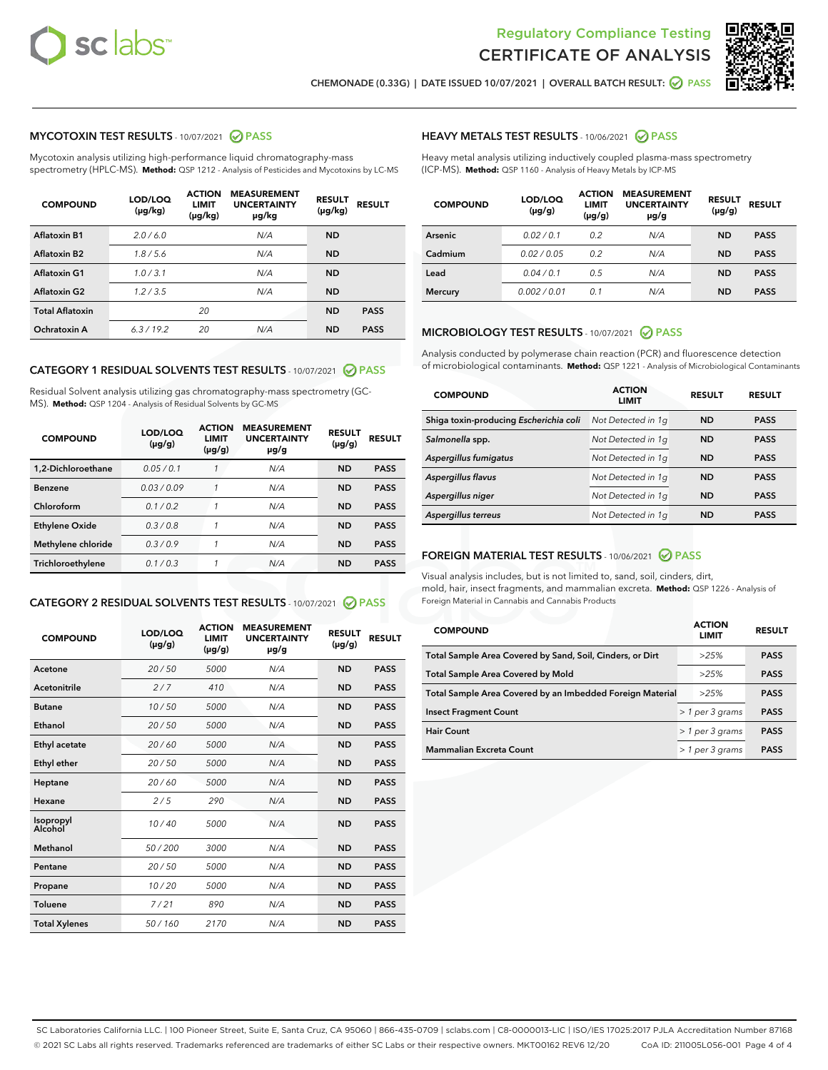# Regulatory Compliance Testing
# CERTIFICATE OF ANALYSIS

CHEMONADE (0.33G) | DATE ISSUED 10/07/2021 | OVERALL BATCH RESULT: PASS

## MYCOTOXIN TEST RESULTS - 10/07/2021 PASS

Mycotoxin analysis utilizing high-performance liquid chromatography-mass spectrometry (HPLC-MS). **Method:** QSP 1212 - Analysis of Pesticides and Mycotoxins by LC-MS

| COMPOUND | LOD/LOQ (µg/kg) | ACTION LIMIT (µg/kg) | MEASUREMENT UNCERTAINTY µg/kg | RESULT (µg/kg) | RESULT |
|---|---|---|---|---|---|
| Aflatoxin B1 | 2.0 / 6.0 | | N/A | ND | |
| Aflatoxin B2 | 1.8 / 5.6 | | N/A | ND | |
| Aflatoxin G1 | 1.0 / 3.1 | | N/A | ND | |
| Aflatoxin G2 | 1.2 / 3.5 | | N/A | ND | |
| Total Aflatoxin | | 20 | | ND | PASS |
| Ochratoxin A | 6.3 / 19.2 | 20 | N/A | ND | PASS |

## CATEGORY 1 RESIDUAL SOLVENTS TEST RESULTS - 10/07/2021 PASS

Residual Solvent analysis utilizing gas chromatography-mass spectrometry (GC-MS). **Method:** QSP 1204 - Analysis of Residual Solvents by GC-MS

| COMPOUND | LOD/LOQ (µg/g) | ACTION LIMIT (µg/g) | MEASUREMENT UNCERTAINTY µg/g | RESULT (µg/g) | RESULT |
|---|---|---|---|---|---|
| 1,2-Dichloroethane | 0.05 / 0.1 | 1 | N/A | ND | PASS |
| Benzene | 0.03 / 0.09 | 1 | N/A | ND | PASS |
| Chloroform | 0.1 / 0.2 | 1 | N/A | ND | PASS |
| Ethylene Oxide | 0.3 / 0.8 | 1 | N/A | ND | PASS |
| Methylene chloride | 0.3 / 0.9 | 1 | N/A | ND | PASS |
| Trichloroethylene | 0.1 / 0.3 | 1 | N/A | ND | PASS |

## CATEGORY 2 RESIDUAL SOLVENTS TEST RESULTS - 10/07/2021 PASS

| COMPOUND | LOD/LOQ (µg/g) | ACTION LIMIT (µg/g) | MEASUREMENT UNCERTAINTY µg/g | RESULT (µg/g) | RESULT |
|---|---|---|---|---|---|
| Acetone | 20 / 50 | 5000 | N/A | ND | PASS |
| Acetonitrile | 2 / 7 | 410 | N/A | ND | PASS |
| Butane | 10 / 50 | 5000 | N/A | ND | PASS |
| Ethanol | 20 / 50 | 5000 | N/A | ND | PASS |
| Ethyl acetate | 20 / 60 | 5000 | N/A | ND | PASS |
| Ethyl ether | 20 / 50 | 5000 | N/A | ND | PASS |
| Heptane | 20 / 60 | 5000 | N/A | ND | PASS |
| Hexane | 2 / 5 | 290 | N/A | ND | PASS |
| Isopropyl Alcohol | 10 / 40 | 5000 | N/A | ND | PASS |
| Methanol | 50 / 200 | 3000 | N/A | ND | PASS |
| Pentane | 20 / 50 | 5000 | N/A | ND | PASS |
| Propane | 10 / 20 | 5000 | N/A | ND | PASS |
| Toluene | 7 / 21 | 890 | N/A | ND | PASS |
| Total Xylenes | 50 / 160 | 2170 | N/A | ND | PASS |

## HEAVY METALS TEST RESULTS - 10/06/2021 PASS

Heavy metal analysis utilizing inductively coupled plasma-mass spectrometry (ICP-MS). **Method:** QSP 1160 - Analysis of Heavy Metals by ICP-MS

| COMPOUND | LOD/LOQ (µg/g) | ACTION LIMIT (µg/g) | MEASUREMENT UNCERTAINTY µg/g | RESULT (µg/g) | RESULT |
|---|---|---|---|---|---|
| Arsenic | 0.02 / 0.1 | 0.2 | N/A | ND | PASS |
| Cadmium | 0.02 / 0.05 | 0.2 | N/A | ND | PASS |
| Lead | 0.04 / 0.1 | 0.5 | N/A | ND | PASS |
| Mercury | 0.002 / 0.01 | 0.1 | N/A | ND | PASS |

## MICROBIOLOGY TEST RESULTS - 10/07/2021 PASS

Analysis conducted by polymerase chain reaction (PCR) and fluorescence detection of microbiological contaminants. **Method:** QSP 1221 - Analysis of Microbiological Contaminants

| COMPOUND | ACTION LIMIT | RESULT | RESULT |
|---|---|---|---|
| Shiga toxin-producing *Escherichia coli* | Not Detected in 1g | ND | PASS |
| *Salmonella* spp. | Not Detected in 1g | ND | PASS |
| *Aspergillus fumigatus* | Not Detected in 1g | ND | PASS |
| *Aspergillus flavus* | Not Detected in 1g | ND | PASS |
| *Aspergillus niger* | Not Detected in 1g | ND | PASS |
| *Aspergillus terreus* | Not Detected in 1g | ND | PASS |

## FOREIGN MATERIAL TEST RESULTS - 10/06/2021 PASS

Visual analysis includes, but is not limited to, sand, soil, cinders, dirt, mold, hair, insect fragments, and mammalian excreta. **Method:** QSP 1226 - Analysis of Foreign Material in Cannabis and Cannabis Products

| COMPOUND | ACTION LIMIT | RESULT |
|---|---|---|
| Total Sample Area Covered by Sand, Soil, Cinders, or Dirt | >25% | PASS |
| Total Sample Area Covered by Mold | >25% | PASS |
| Total Sample Area Covered by an Imbedded Foreign Material | >25% | PASS |
| Insect Fragment Count | > 1 per 3 grams | PASS |
| Hair Count | > 1 per 3 grams | PASS |
| Mammalian Excreta Count | > 1 per 3 grams | PASS |

SC Laboratories California LLC. | 100 Pioneer Street, Suite E, Santa Cruz, CA 95060 | 866-435-0709 | sclabs.com | C8-0000013-LIC | ISO/IES 17025:2017 PJLA Accreditation Number 87168
© 2021 SC Labs all rights reserved. Trademarks referenced are trademarks of either SC Labs or their respective owners. MKT00162 REV6 12/20 CoA ID: 211005L056-001